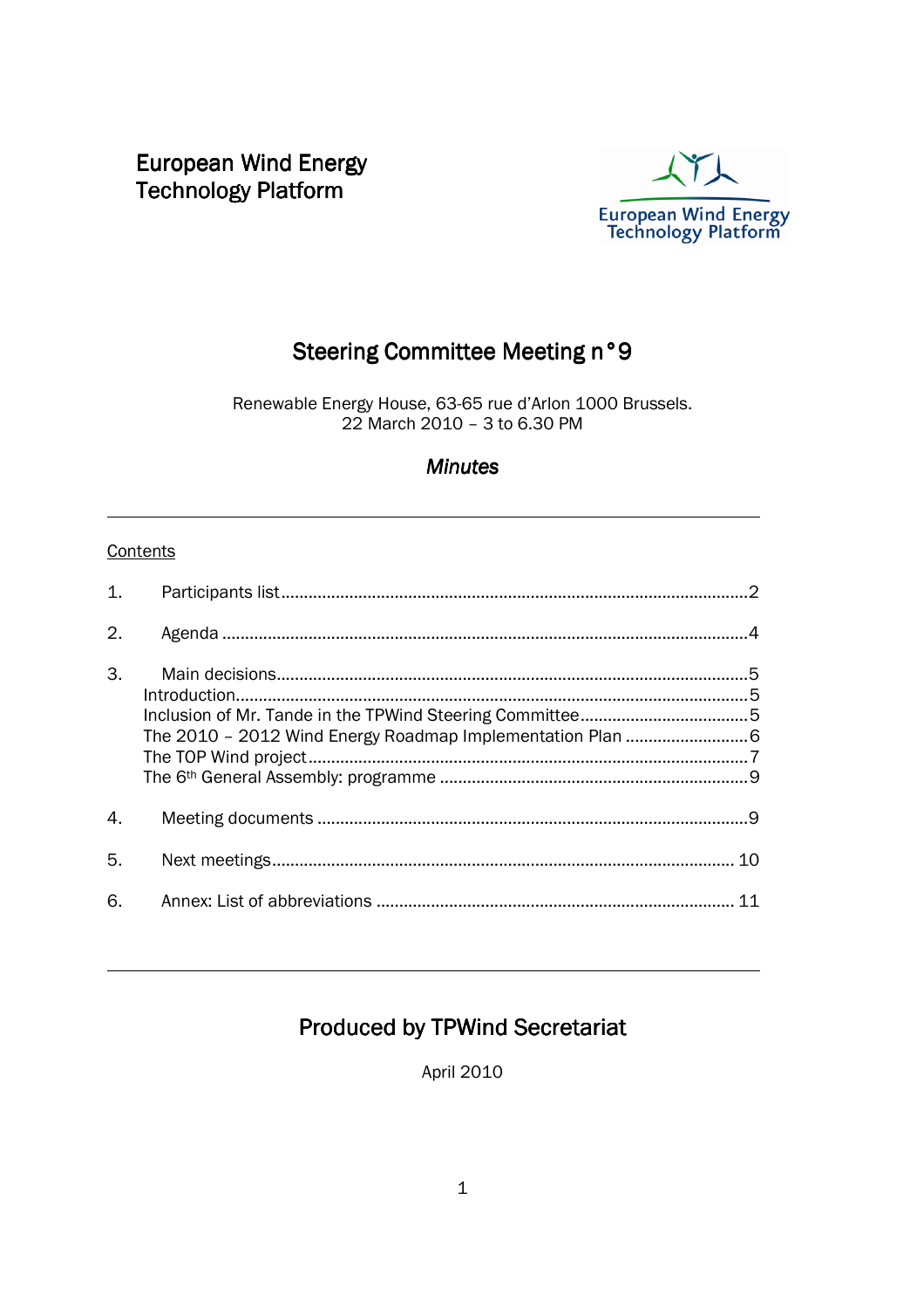European Wind Energy
Technology Platform

# Steering Committee Meeting n°9

Renewable Energy House, 63-65 rue d'Arlon 1000 Brussels.
22 March 2010 – 3 to 6.30 PM

## *Minutes*

---

Contents

1. Participants list ........................................................................ 2
2. Agenda ........................................................................ 4
3. Main decisions ........................................................................ 5
   - Introduction ........................................................................ 5
   - Inclusion of Mr. Tande in the TPWind Steering Committee ........................................ 5
   - The 2010 – 2012 Wind Energy Roadmap Implementation Plan ........................................ 6
   - The TOP Wind project ........................................................................ 7
   - The 6th General Assembly: programme ........................................................................ 9
4. Meeting documents ........................................................................ 9
5. Next meetings ........................................................................ 10
6. Annex: List of abbreviations ........................................................................ 11

---

## Produced by TPWind Secretariat

April 2010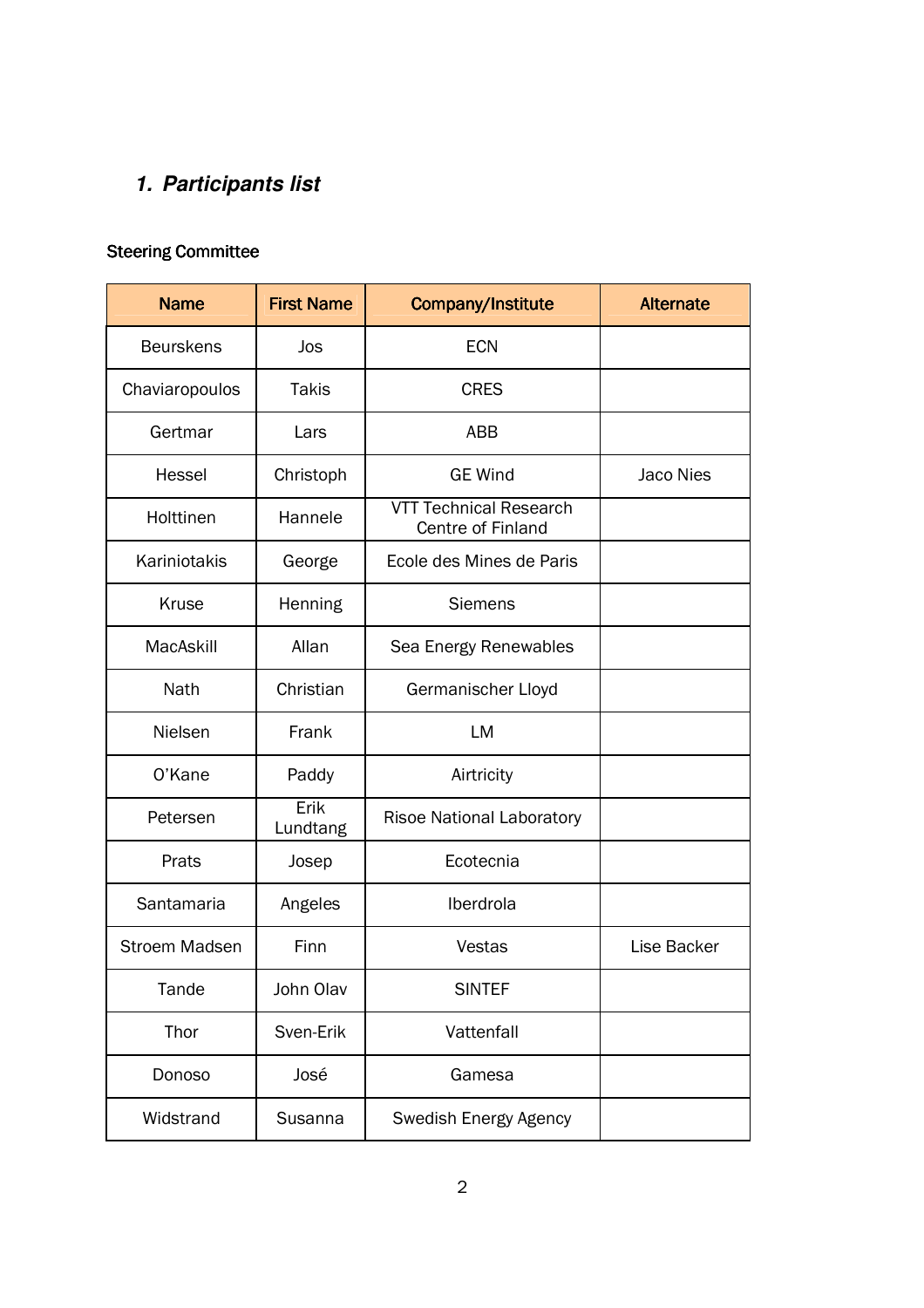# 1. Participants list

Steering Committee

| Name | First Name | Company/Institute | Alternate |
|---|---|---|---|
| Beurskens | Jos | ECN | |
| Chaviaropoulos | Takis | CRES | |
| Gertmar | Lars | ABB | |
| Hessel | Christoph | GE Wind | Jaco Nies |
| Holttinen | Hannele | VTT Technical Research Centre of Finland | |
| Kariniotakis | George | Ecole des Mines de Paris | |
| Kruse | Henning | Siemens | |
| MacAskill | Allan | Sea Energy Renewables | |
| Nath | Christian | Germanischer Lloyd | |
| Nielsen | Frank | LM | |
| O'Kane | Paddy | Airtricity | |
| Petersen | Erik Lundtang | Risoe National Laboratory | |
| Prats | Josep | Ecotecnia | |
| Santamaria | Angeles | Iberdrola | |
| Stroem Madsen | Finn | Vestas | Lise Backer |
| Tande | John Olav | SINTEF | |
| Thor | Sven-Erik | Vattenfall | |
| Donoso | José | Gamesa | |
| Widstrand | Susanna | Swedish Energy Agency | |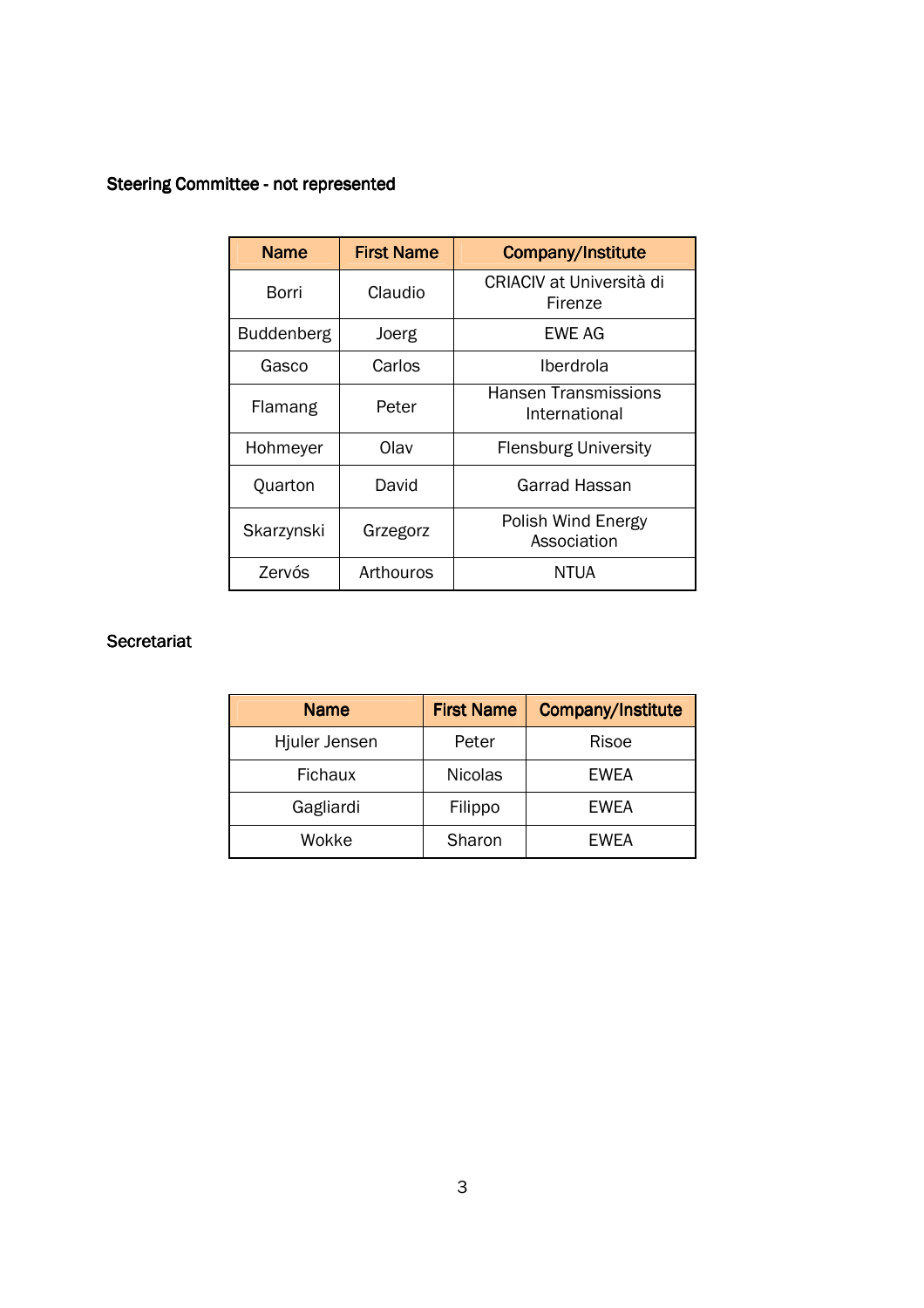**Steering Committee - not represented**

| Name | First Name | Company/Institute |
| --- | --- | --- |
| Borri | Claudio | CRIACIV at Università di Firenze |
| Buddenberg | Joerg | EWE AG |
| Gasco | Carlos | Iberdrola |
| Flamang | Peter | Hansen Transmissions International |
| Hohmeyer | Olav | Flensburg University |
| Quarton | David | Garrad Hassan |
| Skarzynski | Grzegorz | Polish Wind Energy Association |
| Zervós | Arthouros | NTUA |

**Secretariat**

| Name | First Name | Company/Institute |
| --- | --- | --- |
| Hjuler Jensen | Peter | Risoe |
| Fichaux | Nicolas | EWEA |
| Gagliardi | Filippo | EWEA |
| Wokke | Sharon | EWEA |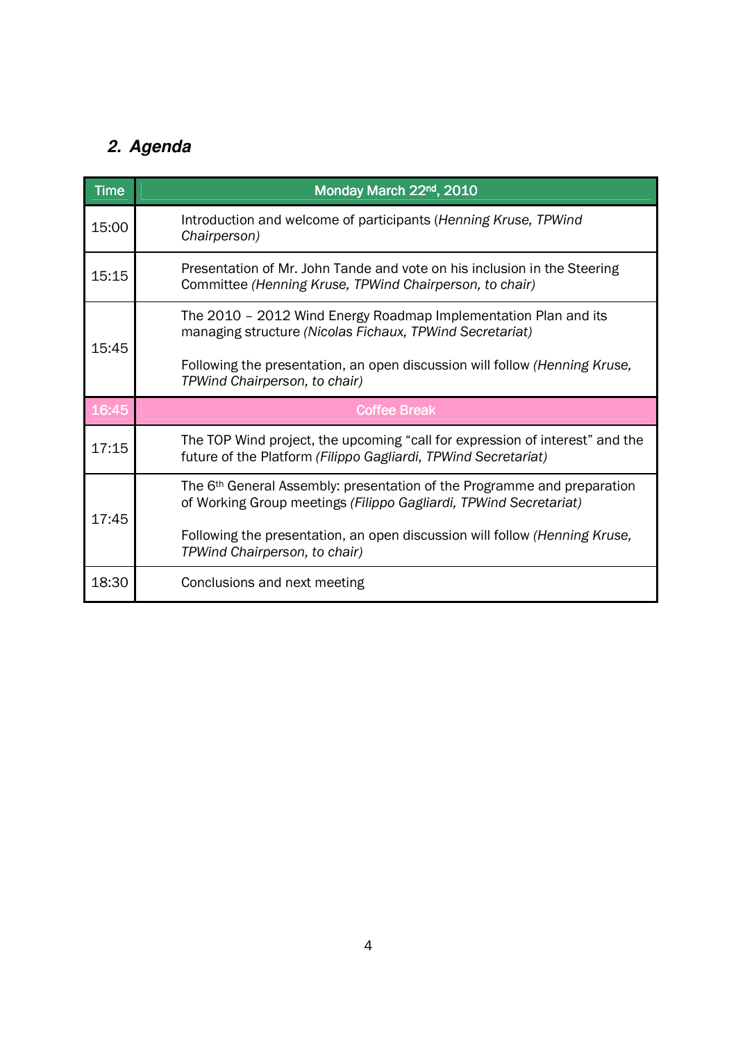## 2. Agenda

| Time | Monday March 22nd, 2010 |
|---|---|
| 15:00 | Introduction and welcome of participants (*Henning Kruse, TPWind Chairperson)* |
| 15:15 | Presentation of Mr. John Tande and vote on his inclusion in the Steering Committee *(Henning Kruse, TPWind Chairperson, to chair)* |
| 15:45 | The 2010 – 2012 Wind Energy Roadmap Implementation Plan and its managing structure *(Nicolas Fichaux, TPWind Secretariat)*<br><br>Following the presentation, an open discussion will follow *(Henning Kruse, TPWind Chairperson, to chair)* |
| 16:45 | Coffee Break |
| 17:15 | The TOP Wind project, the upcoming "call for expression of interest" and the future of the Platform *(Filippo Gagliardi, TPWind Secretariat)* |
| 17:45 | The 6th General Assembly: presentation of the Programme and preparation of Working Group meetings *(Filippo Gagliardi, TPWind Secretariat)*<br><br>Following the presentation, an open discussion will follow *(Henning Kruse, TPWind Chairperson, to chair)* |
| 18:30 | Conclusions and next meeting |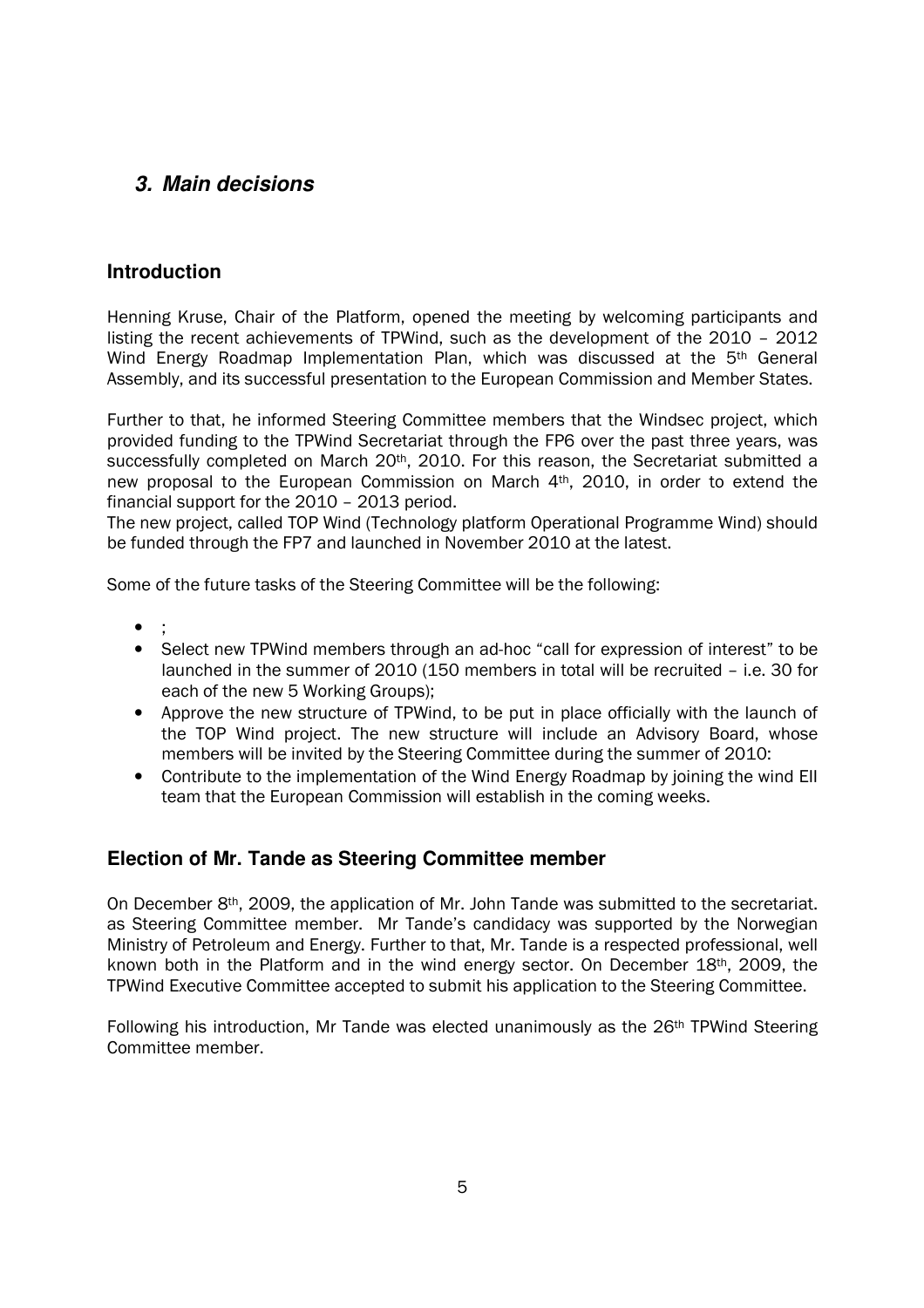## *3. Main decisions*

### Introduction

Henning Kruse, Chair of the Platform, opened the meeting by welcoming participants and listing the recent achievements of TPWind, such as the development of the 2010 – 2012 Wind Energy Roadmap Implementation Plan, which was discussed at the 5th General Assembly, and its successful presentation to the European Commission and Member States.

Further to that, he informed Steering Committee members that the Windsec project, which provided funding to the TPWind Secretariat through the FP6 over the past three years, was successfully completed on March 20th, 2010. For this reason, the Secretariat submitted a new proposal to the European Commission on March 4th, 2010, in order to extend the financial support for the 2010 – 2013 period.
The new project, called TOP Wind (Technology platform Operational Programme Wind) should be funded through the FP7 and launched in November 2010 at the latest.

Some of the future tasks of the Steering Committee will be the following:

- ;
- Select new TPWind members through an ad-hoc "call for expression of interest" to be launched in the summer of 2010 (150 members in total will be recruited – i.e. 30 for each of the new 5 Working Groups);
- Approve the new structure of TPWind, to be put in place officially with the launch of the TOP Wind project. The new structure will include an Advisory Board, whose members will be invited by the Steering Committee during the summer of 2010:
- Contribute to the implementation of the Wind Energy Roadmap by joining the wind EII team that the European Commission will establish in the coming weeks.

### Election of Mr. Tande as Steering Committee member

On December 8th, 2009, the application of Mr. John Tande was submitted to the secretariat. as Steering Committee member. Mr Tande's candidacy was supported by the Norwegian Ministry of Petroleum and Energy. Further to that, Mr. Tande is a respected professional, well known both in the Platform and in the wind energy sector. On December 18th, 2009, the TPWind Executive Committee accepted to submit his application to the Steering Committee.

Following his introduction, Mr Tande was elected unanimously as the 26th TPWind Steering Committee member.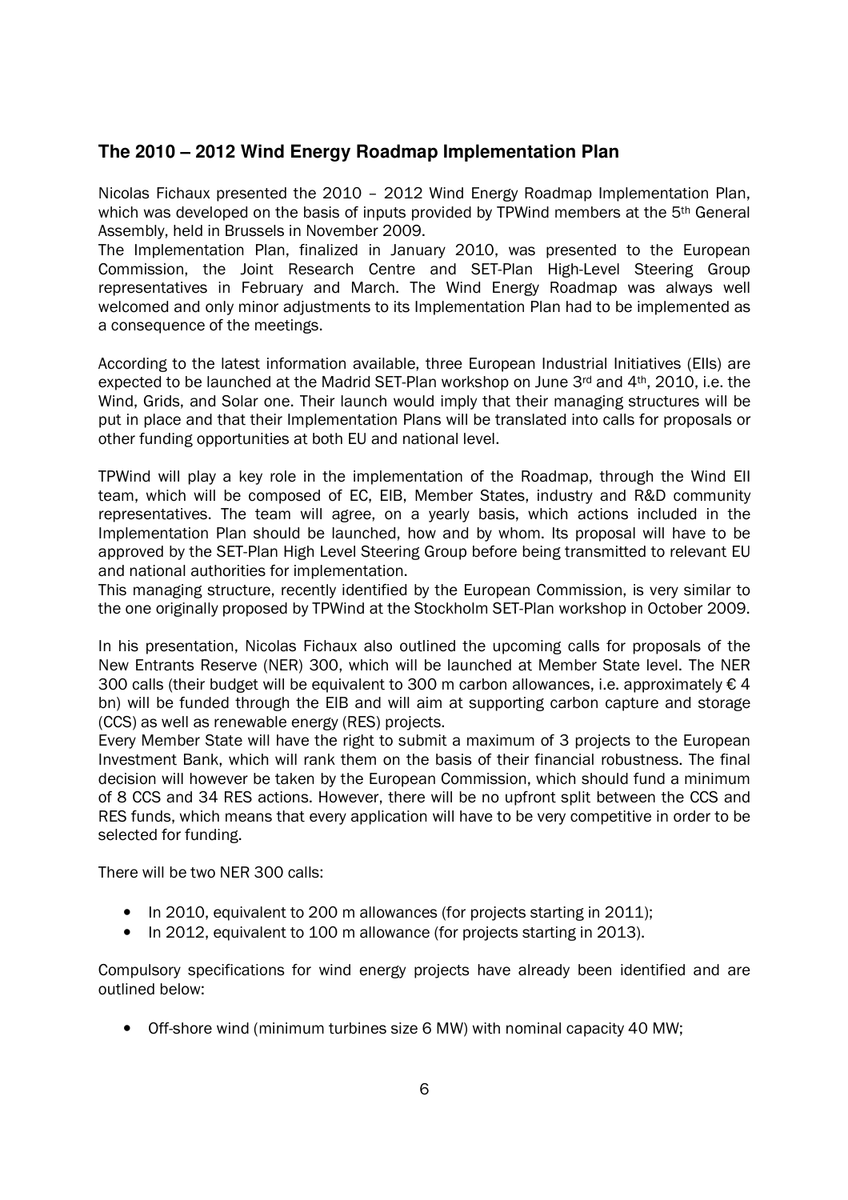## The 2010 – 2012 Wind Energy Roadmap Implementation Plan

Nicolas Fichaux presented the 2010 – 2012 Wind Energy Roadmap Implementation Plan, which was developed on the basis of inputs provided by TPWind members at the 5th General Assembly, held in Brussels in November 2009.
The Implementation Plan, finalized in January 2010, was presented to the European Commission, the Joint Research Centre and SET-Plan High-Level Steering Group representatives in February and March. The Wind Energy Roadmap was always well welcomed and only minor adjustments to its Implementation Plan had to be implemented as a consequence of the meetings.

According to the latest information available, three European Industrial Initiatives (EIIs) are expected to be launched at the Madrid SET-Plan workshop on June 3rd and 4th, 2010, i.e. the Wind, Grids, and Solar one. Their launch would imply that their managing structures will be put in place and that their Implementation Plans will be translated into calls for proposals or other funding opportunities at both EU and national level.

TPWind will play a key role in the implementation of the Roadmap, through the Wind EII team, which will be composed of EC, EIB, Member States, industry and R&D community representatives. The team will agree, on a yearly basis, which actions included in the Implementation Plan should be launched, how and by whom. Its proposal will have to be approved by the SET-Plan High Level Steering Group before being transmitted to relevant EU and national authorities for implementation.
This managing structure, recently identified by the European Commission, is very similar to the one originally proposed by TPWind at the Stockholm SET-Plan workshop in October 2009.

In his presentation, Nicolas Fichaux also outlined the upcoming calls for proposals of the New Entrants Reserve (NER) 300, which will be launched at Member State level. The NER 300 calls (their budget will be equivalent to 300 m carbon allowances, i.e. approximately € 4 bn) will be funded through the EIB and will aim at supporting carbon capture and storage (CCS) as well as renewable energy (RES) projects.
Every Member State will have the right to submit a maximum of 3 projects to the European Investment Bank, which will rank them on the basis of their financial robustness. The final decision will however be taken by the European Commission, which should fund a minimum of 8 CCS and 34 RES actions. However, there will be no upfront split between the CCS and RES funds, which means that every application will have to be very competitive in order to be selected for funding.

There will be two NER 300 calls:

- In 2010, equivalent to 200 m allowances (for projects starting in 2011);
- In 2012, equivalent to 100 m allowance (for projects starting in 2013).

Compulsory specifications for wind energy projects have already been identified and are outlined below:

- Off-shore wind (minimum turbines size 6 MW) with nominal capacity 40 MW;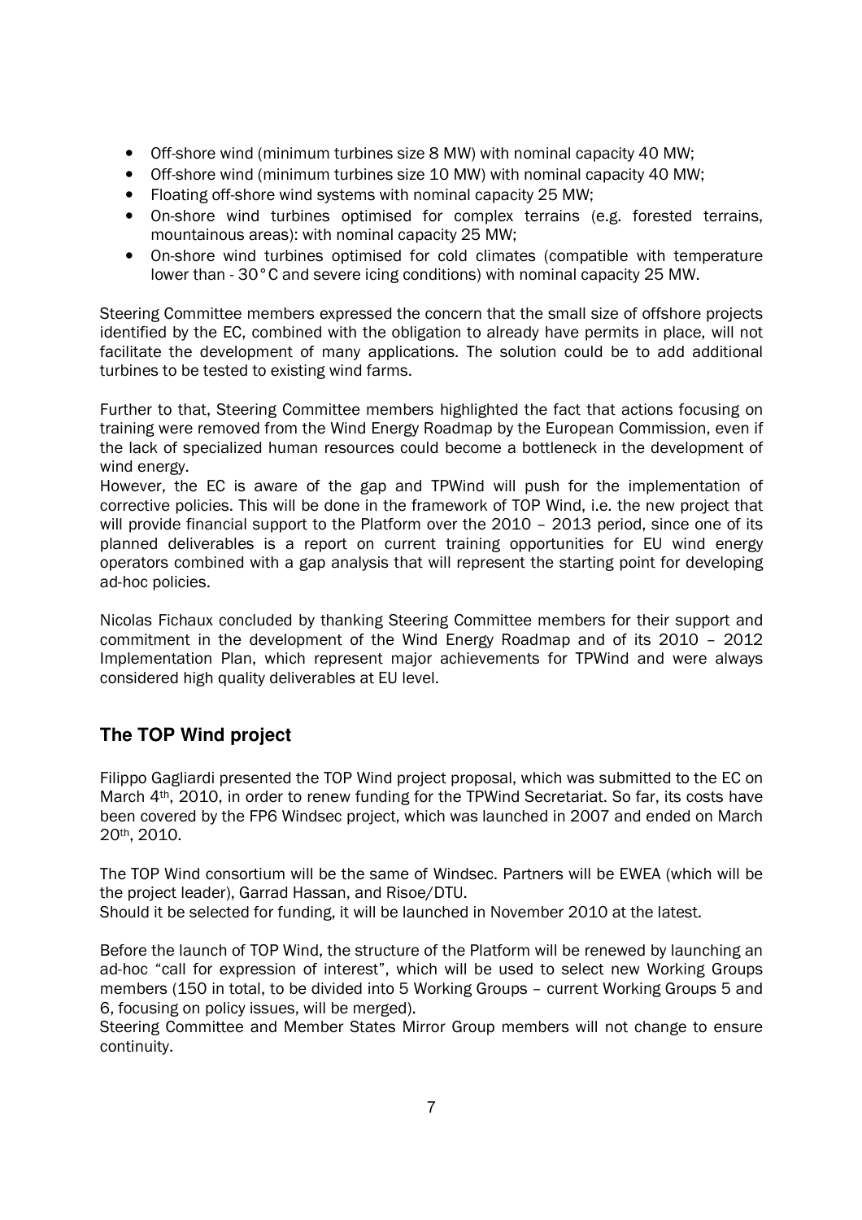- Off-shore wind (minimum turbines size 8 MW) with nominal capacity 40 MW;
- Off-shore wind (minimum turbines size 10 MW) with nominal capacity 40 MW;
- Floating off-shore wind systems with nominal capacity 25 MW;
- On-shore wind turbines optimised for complex terrains (e.g. forested terrains, mountainous areas): with nominal capacity 25 MW;
- On-shore wind turbines optimised for cold climates (compatible with temperature lower than - 30°C and severe icing conditions) with nominal capacity 25 MW.

Steering Committee members expressed the concern that the small size of offshore projects identified by the EC, combined with the obligation to already have permits in place, will not facilitate the development of many applications. The solution could be to add additional turbines to be tested to existing wind farms.

Further to that, Steering Committee members highlighted the fact that actions focusing on training were removed from the Wind Energy Roadmap by the European Commission, even if the lack of specialized human resources could become a bottleneck in the development of wind energy.
However, the EC is aware of the gap and TPWind will push for the implementation of corrective policies. This will be done in the framework of TOP Wind, i.e. the new project that will provide financial support to the Platform over the 2010 – 2013 period, since one of its planned deliverables is a report on current training opportunities for EU wind energy operators combined with a gap analysis that will represent the starting point for developing ad-hoc policies.

Nicolas Fichaux concluded by thanking Steering Committee members for their support and commitment in the development of the Wind Energy Roadmap and of its 2010 – 2012 Implementation Plan, which represent major achievements for TPWind and were always considered high quality deliverables at EU level.

## The TOP Wind project

Filippo Gagliardi presented the TOP Wind project proposal, which was submitted to the EC on March 4th, 2010, in order to renew funding for the TPWind Secretariat. So far, its costs have been covered by the FP6 Windsec project, which was launched in 2007 and ended on March 20th, 2010.

The TOP Wind consortium will be the same of Windsec. Partners will be EWEA (which will be the project leader), Garrad Hassan, and Risoe/DTU.
Should it be selected for funding, it will be launched in November 2010 at the latest.

Before the launch of TOP Wind, the structure of the Platform will be renewed by launching an ad-hoc "call for expression of interest", which will be used to select new Working Groups members (150 in total, to be divided into 5 Working Groups – current Working Groups 5 and 6, focusing on policy issues, will be merged).
Steering Committee and Member States Mirror Group members will not change to ensure continuity.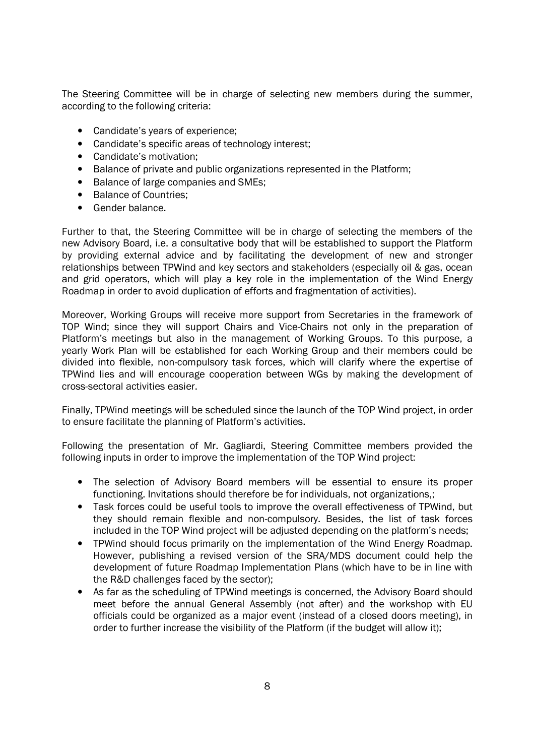The Steering Committee will be in charge of selecting new members during the summer, according to the following criteria:

- Candidate's years of experience;
- Candidate's specific areas of technology interest;
- Candidate's motivation;
- Balance of private and public organizations represented in the Platform;
- Balance of large companies and SMEs;
- Balance of Countries;
- Gender balance.

Further to that, the Steering Committee will be in charge of selecting the members of the new Advisory Board, i.e. a consultative body that will be established to support the Platform by providing external advice and by facilitating the development of new and stronger relationships between TPWind and key sectors and stakeholders (especially oil & gas, ocean and grid operators, which will play a key role in the implementation of the Wind Energy Roadmap in order to avoid duplication of efforts and fragmentation of activities).

Moreover, Working Groups will receive more support from Secretaries in the framework of TOP Wind; since they will support Chairs and Vice-Chairs not only in the preparation of Platform's meetings but also in the management of Working Groups. To this purpose, a yearly Work Plan will be established for each Working Group and their members could be divided into flexible, non-compulsory task forces, which will clarify where the expertise of TPWind lies and will encourage cooperation between WGs by making the development of cross-sectoral activities easier.

Finally, TPWind meetings will be scheduled since the launch of the TOP Wind project, in order to ensure facilitate the planning of Platform's activities.

Following the presentation of Mr. Gagliardi, Steering Committee members provided the following inputs in order to improve the implementation of the TOP Wind project:

- The selection of Advisory Board members will be essential to ensure its proper functioning. Invitations should therefore be for individuals, not organizations,;
- Task forces could be useful tools to improve the overall effectiveness of TPWind, but they should remain flexible and non-compulsory. Besides, the list of task forces included in the TOP Wind project will be adjusted depending on the platform's needs;
- TPWind should focus primarily on the implementation of the Wind Energy Roadmap. However, publishing a revised version of the SRA/MDS document could help the development of future Roadmap Implementation Plans (which have to be in line with the R&D challenges faced by the sector);
- As far as the scheduling of TPWind meetings is concerned, the Advisory Board should meet before the annual General Assembly (not after) and the workshop with EU officials could be organized as a major event (instead of a closed doors meeting), in order to further increase the visibility of the Platform (if the budget will allow it);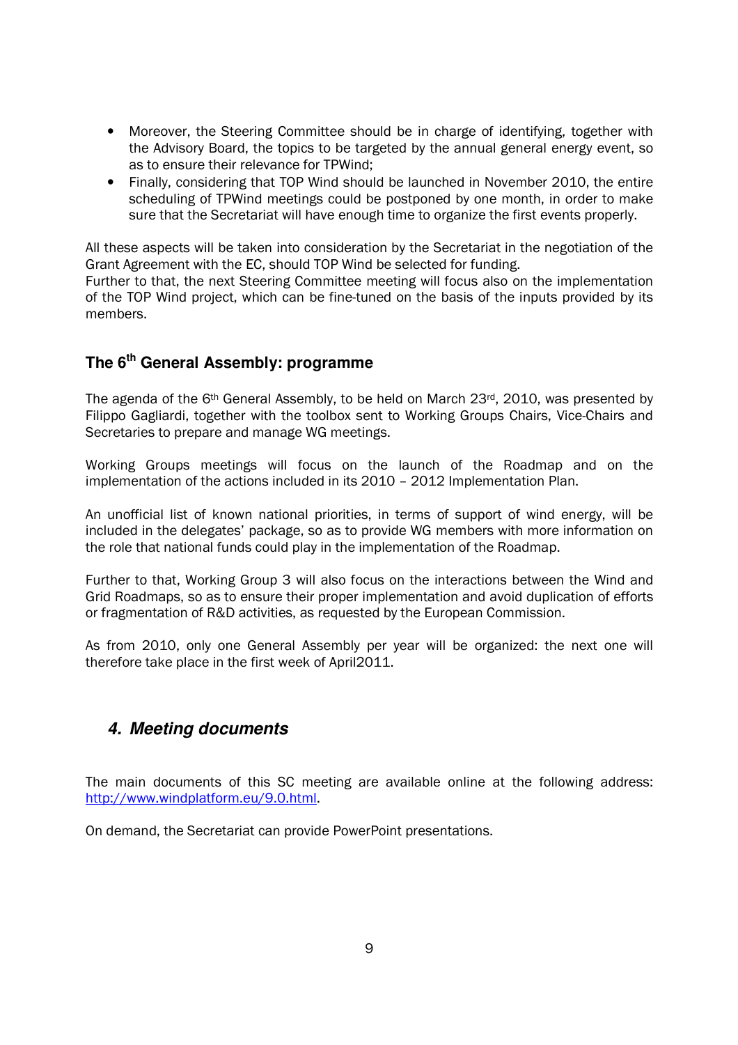- Moreover, the Steering Committee should be in charge of identifying, together with the Advisory Board, the topics to be targeted by the annual general energy event, so as to ensure their relevance for TPWind;
- Finally, considering that TOP Wind should be launched in November 2010, the entire scheduling of TPWind meetings could be postponed by one month, in order to make sure that the Secretariat will have enough time to organize the first events properly.

All these aspects will be taken into consideration by the Secretariat in the negotiation of the Grant Agreement with the EC, should TOP Wind be selected for funding.
Further to that, the next Steering Committee meeting will focus also on the implementation of the TOP Wind project, which can be fine-tuned on the basis of the inputs provided by its members.

### The 6th General Assembly: programme

The agenda of the 6th General Assembly, to be held on March 23rd, 2010, was presented by Filippo Gagliardi, together with the toolbox sent to Working Groups Chairs, Vice-Chairs and Secretaries to prepare and manage WG meetings.

Working Groups meetings will focus on the launch of the Roadmap and on the implementation of the actions included in its 2010 – 2012 Implementation Plan.

An unofficial list of known national priorities, in terms of support of wind energy, will be included in the delegates' package, so as to provide WG members with more information on the role that national funds could play in the implementation of the Roadmap.

Further to that, Working Group 3 will also focus on the interactions between the Wind and Grid Roadmaps, so as to ensure their proper implementation and avoid duplication of efforts or fragmentation of R&D activities, as requested by the European Commission.

As from 2010, only one General Assembly per year will be organized: the next one will therefore take place in the first week of April2011.

## *4. Meeting documents*

The main documents of this SC meeting are available online at the following address: http://www.windplatform.eu/9.0.html.

On demand, the Secretariat can provide PowerPoint presentations.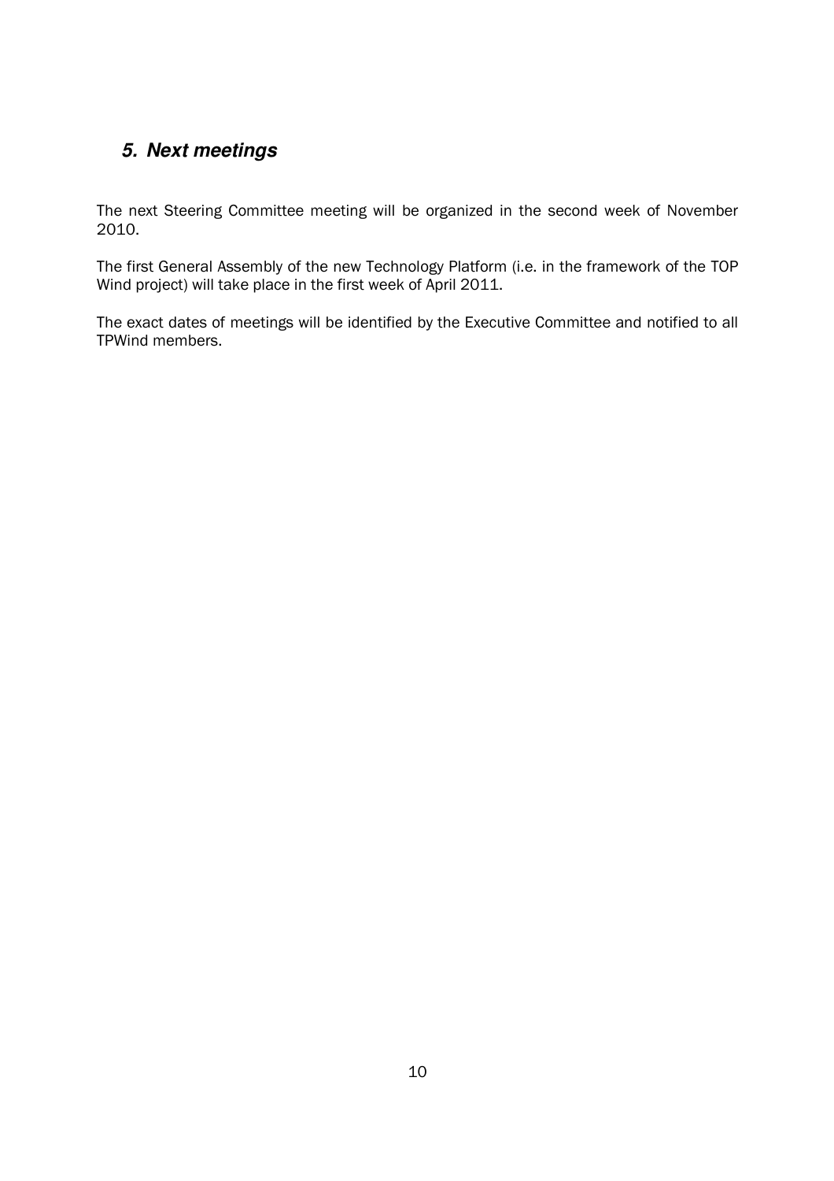## *5. Next meetings*

The next Steering Committee meeting will be organized in the second week of November 2010.

The first General Assembly of the new Technology Platform (i.e. in the framework of the TOP Wind project) will take place in the first week of April 2011.

The exact dates of meetings will be identified by the Executive Committee and notified to all TPWind members.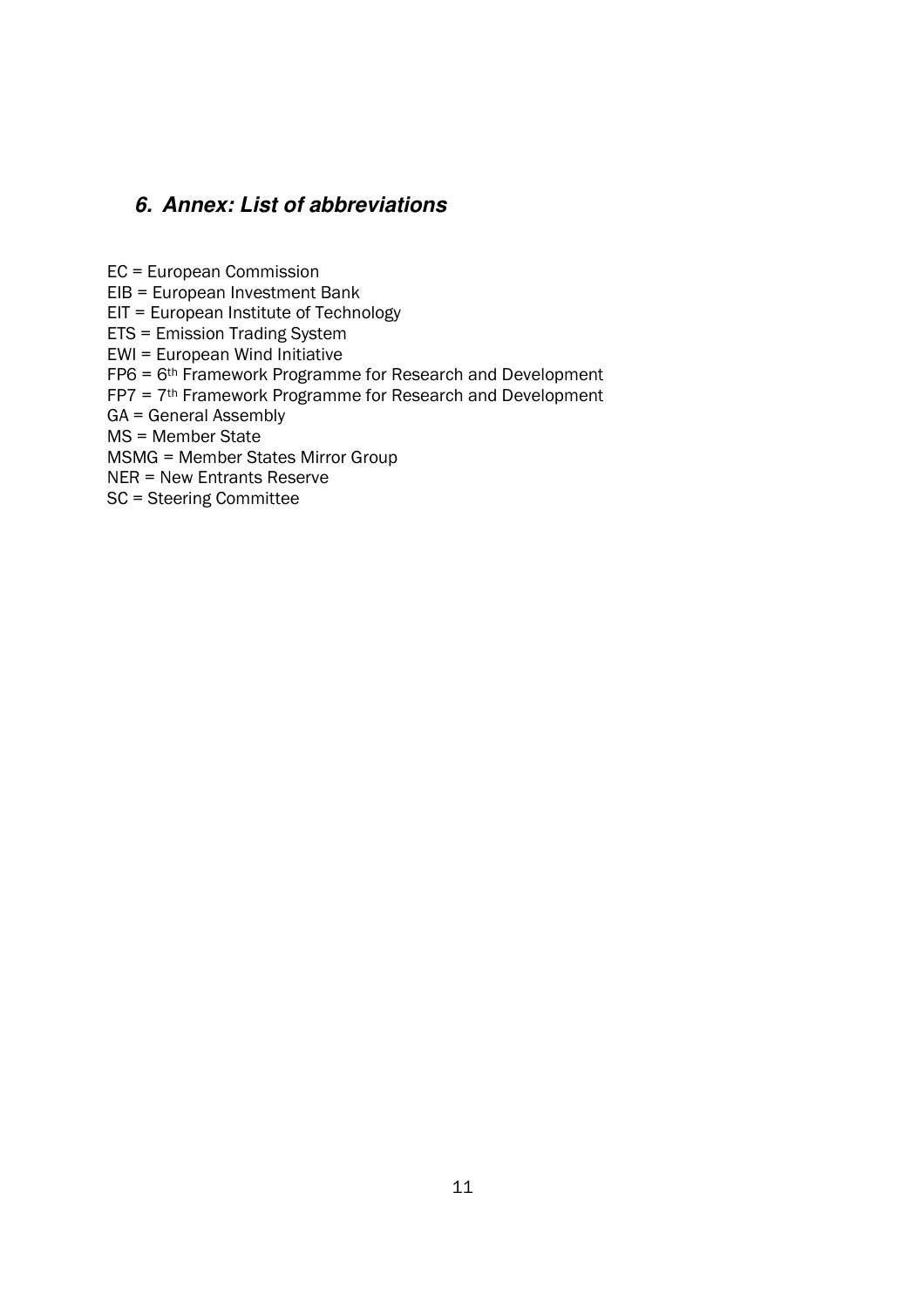## *6. Annex: List of abbreviations*

EC = European Commission
EIB = European Investment Bank
EIT = European Institute of Technology
ETS = Emission Trading System
EWI = European Wind Initiative
FP6 = $6^{th}$ Framework Programme for Research and Development
FP7 = $7^{th}$ Framework Programme for Research and Development
GA = General Assembly
MS = Member State
MSMG = Member States Mirror Group
NER = New Entrants Reserve
SC = Steering Committee